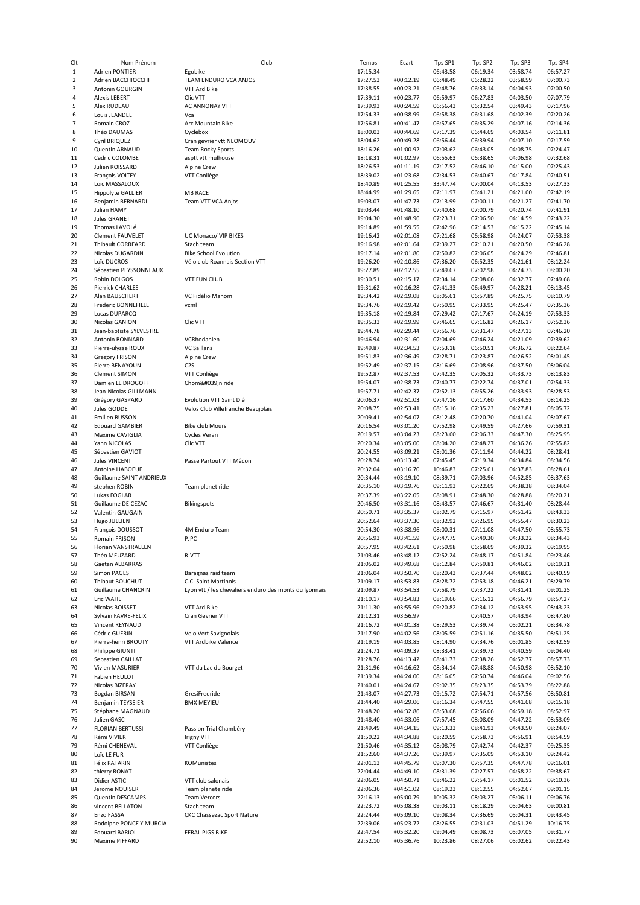| Clt | Nom Prénom | Club | Temps | Ecart | Tps SP1 | Tps SP2 | Tps SP3 | Tps SP4 |
|---|---|---|---|---|---|---|---|---|
| 1 | Adrien PONTIER | Egobike | 17:15.34 | -- | 06:43.58 | 06:19.34 | 03:58.74 | 06:57.27 |
| 2 | Adrien BACCHIOCCHI | TEAM ENDURO VCA ANJOS | 17:27.53 | +00:12.19 | 06:48.49 | 06:28.22 | 03:58.59 | 07:00.73 |
| 3 | Antonin GOURGIN | VTT Ard Bike | 17:38.55 | +00:23.21 | 06:48.76 | 06:33.14 | 04:04.93 | 07:00.50 |
| 4 | Alexis LEBERT | Clic VTT | 17:39.11 | +00:23.77 | 06:59.97 | 06:27.83 | 04:03.50 | 07:07.79 |
| 5 | Alex RUDEAU | AC ANNONAY VTT | 17:39.93 | +00:24.59 | 06:56.43 | 06:32.54 | 03:49.43 | 07:17.96 |
| 6 | Louis JEANDEL | Vca | 17:54.33 | +00:38.99 | 06:58.38 | 06:31.68 | 04:02.39 | 07:20.26 |
| 7 | Romain CROZ | Arc Mountain Bike | 17:56.81 | +00:41.47 | 06:57.65 | 06:35.29 | 04:07.16 | 07:14.36 |
| 8 | Théo DAUMAS | Cyclebox | 18:00.03 | +00:44.69 | 07:17.39 | 06:44.69 | 04:03.54 | 07:11.81 |
| 9 | Cyril BRIQUEZ | Cran gevrier vtt NEOMOUV | 18:04.62 | +00:49.28 | 06:56.44 | 06:39.94 | 04:07.10 | 07:17.59 |
| 10 | Quentin ARNAUD | Team Rocky Sports | 18:16.26 | +01:00.92 | 07:03.62 | 06:43.05 | 04:08.75 | 07:24.47 |
| 11 | Cedric COLOMBE | asptt vtt mulhouse | 18:18.31 | +01:02.97 | 06:55.63 | 06:38.65 | 04:06.98 | 07:32.68 |
| 12 | Julien ROISSARD | Alpine Crew | 18:26.53 | +01:11.19 | 07:17.52 | 06:46.10 | 04:15.00 | 07:25.43 |
| 13 | François VOITEY | VTT Conliège | 18:39.02 | +01:23.68 | 07:34.53 | 06:40.67 | 04:17.84 | 07:40.51 |
| 14 | Loic MASSALOUX | | 18:40.89 | +01:25.55 | 33:47.74 | 07:00.04 | 04:13.53 | 07:27.33 |
| 15 | Hippolyte GALLIER | MB RACE | 18:44.99 | +01:29.65 | 07:11.97 | 06:41.21 | 04:21.60 | 07:42.19 |
| 16 | Benjamin BERNARDI | Team VTT VCA Anjos | 19:03.07 | +01:47.73 | 07:13.99 | 07:00.11 | 04:21.27 | 07:41.70 |
| 17 | Julian HAMY | | 19:03.44 | +01:48.10 | 07:40.68 | 07:00.79 | 04:20.74 | 07:41.91 |
| 18 | Jules GRANET | | 19:04.30 | +01:48.96 | 07:23.31 | 07:06.50 | 04:14.59 | 07:43.22 |
| 19 | Thomas LAVOLé | | 19:14.89 | +01:59.55 | 07:42.96 | 07:14.53 | 04:15.22 | 07:45.14 |
| 20 | Clement FAUVELET | UC Monaco/ VIP BIKES | 19:16.42 | +02:01.08 | 07:21.68 | 06:58.98 | 04:24.07 | 07:53.38 |
| 21 | Thibault CORREARD | Stach team | 19:16.98 | +02:01.64 | 07:39.27 | 07:10.21 | 04:20.50 | 07:46.28 |
| 22 | Nicolas DUGARDIN | Bike School Evolution | 19:17.14 | +02:01.80 | 07:50.82 | 07:06.05 | 04:24.29 | 07:46.81 |
| 23 | Loic DUCROS | Vélo club Roannais Section VTT | 19:26.20 | +02:10.86 | 07:36.20 | 06:52.35 | 04:21.61 | 08:12.24 |
| 24 | Sébastien PEYSSONNEAUX | | 19:27.89 | +02:12.55 | 07:49.67 | 07:02.98 | 04:24.73 | 08:00.20 |
| 25 | Robin DOLGOS | VTT FUN CLUB | 19:30.51 | +02:15.17 | 07:34.14 | 07:08.06 | 04:32.77 | 07:49.68 |
| 26 | Pierrick CHARLES | | 19:31.62 | +02:16.28 | 07:41.33 | 06:49.97 | 04:28.21 | 08:13.45 |
| 27 | Alan BAUSCHERT | VC Fidélio Manom | 19:34.42 | +02:19.08 | 08:05.61 | 06:57.89 | 04:25.75 | 08:10.79 |
| 28 | Frederic BONNEFILLE | vcml | 19:34.76 | +02:19.42 | 07:50.95 | 07:33.95 | 04:25.47 | 07:35.36 |
| 29 | Lucas DUPARCQ | | 19:35.18 | +02:19.84 | 07:29.42 | 07:17.67 | 04:24.19 | 07:53.33 |
| 30 | Nicolas GANION | Clic VTT | 19:35.33 | +02:19.99 | 07:46.65 | 07:16.82 | 04:26.17 | 07:52.36 |
| 31 | Jean-baptiste SYLVESTRE | | 19:44.78 | +02:29.44 | 07:56.76 | 07:31.47 | 04:27.13 | 07:46.20 |
| 32 | Antonin BONNARD | VCRhodanien | 19:46.94 | +02:31.60 | 07:04.69 | 07:46.24 | 04:21.09 | 07:39.62 |
| 33 | Pierre-ulysse ROUX | VC Saillans | 19:49.87 | +02:34.53 | 07:53.18 | 06:50.51 | 04:36.72 | 08:22.64 |
| 34 | Gregory FRISON | Alpine Crew | 19:51.83 | +02:36.49 | 07:28.71 | 07:23.87 | 04:26.52 | 08:01.45 |
| 35 | Pierre BENAYOUN | C2S | 19:52.49 | +02:37.15 | 08:16.69 | 07:08.96 | 04:37.50 | 08:06.04 |
| 36 | Clement SIMON | VTT Conliège | 19:52.87 | +02:37.53 | 07:42.35 | 07:05.32 | 04:33.73 | 08:13.83 |
| 37 | Damien LE DROGOFF | Chom&#039;n ride | 19:54.07 | +02:38.73 | 07:40.77 | 07:22.74 | 04:37.01 | 07:54.33 |
| 38 | Jean-Nicolas GILLMANN | | 19:57.71 | +02:42.37 | 07:52.13 | 06:55.26 | 04:33.93 | 08:28.53 |
| 39 | Grégory GASPARD | Evolution VTT Saint Dié | 20:06.37 | +02:51.03 | 07:47.16 | 07:17.60 | 04:34.53 | 08:14.25 |
| 40 | Jules GODDE | Velos Club Villefranche Beaujolais | 20:08.75 | +02:53.41 | 08:15.16 | 07:35.23 | 04:27.81 | 08:05.72 |
| 41 | Emilien BUSSON | | 20:09.41 | +02:54.07 | 08:12.48 | 07:20.70 | 04:41.04 | 08:07.67 |
| 42 | Edouard GAMBIER | Bike club Mours | 20:16.54 | +03:01.20 | 07:52.98 | 07:49.59 | 04:27.66 | 07:59.31 |
| 43 | Maxime CAVIGLIA | Cycles Veran | 20:19.57 | +03:04.23 | 08:23.60 | 07:06.33 | 04:47.30 | 08:25.95 |
| 44 | Yann NICOLAS | Clic VTT | 20:20.34 | +03:05.00 | 08:04.20 | 07:48.27 | 04:36.26 | 07:55.82 |
| 45 | Sébastien GAVIOT | | 20:24.55 | +03:09.21 | 08:01.36 | 07:11.94 | 04:44.22 | 08:28.41 |
| 46 | Jules VINCENT | Passe Partout VTT Mâcon | 20:28.74 | +03:13.40 | 07:45.45 | 07:19.34 | 04:34.84 | 08:34.56 |
| 47 | Antoine LIABOEUF | | 20:32.04 | +03:16.70 | 10:46.83 | 07:25.61 | 04:37.83 | 08:28.61 |
| 48 | Guillaume SAINT ANDRIEUX | | 20:34.44 | +03:19.10 | 08:39.71 | 07:03.96 | 04:52.85 | 08:37.63 |
| 49 | stephen ROBIN | Team planet ride | 20:35.10 | +03:19.76 | 09:11.93 | 07:22.69 | 04:38.38 | 08:34.04 |
| 50 | Lukas FOGLAR | | 20:37.39 | +03:22.05 | 08:08.91 | 07:48.30 | 04:28.88 | 08:20.21 |
| 51 | Guillaume DE CEZAC | Bikingspots | 20:46.50 | +03:31.16 | 08:43.57 | 07:46.67 | 04:31.40 | 08:28.44 |
| 52 | Valentin GAUGAIN | | 20:50.71 | +03:35.37 | 08:02.79 | 07:15.97 | 04:51.42 | 08:43.33 |
| 53 | Hugo JULLIEN | | 20:52.64 | +03:37.30 | 08:32.92 | 07:26.95 | 04:55.47 | 08:30.23 |
| 54 | François DOUSSOT | 4M Enduro Team | 20:54.30 | +03:38.96 | 08:00.31 | 07:11.08 | 04:47.50 | 08:55.73 |
| 55 | Romain FRISON | PJPC | 20:56.93 | +03:41.59 | 07:47.75 | 07:49.30 | 04:33.22 | 08:34.43 |
| 56 | Florian VANSTRAELEN | | 20:57.95 | +03:42.61 | 07:50.98 | 06:58.69 | 04:39.32 | 09:19.95 |
| 57 | Théo MEUZARD | R-VTT | 21:03.46 | +03:48.12 | 07:52.24 | 06:48.17 | 04:51.84 | 09:23.46 |
| 58 | Gaetan ALBARRAS | | 21:05.02 | +03:49.68 | 08:12.84 | 07:59.81 | 04:46.02 | 08:19.21 |
| 59 | Simon PAGES | Baragnas raid team | 21:06.04 | +03:50.70 | 08:20.43 | 07:37.44 | 04:48.02 | 08:40.59 |
| 60 | Thibaut BOUCHUT | C.C. Saint Martinois | 21:09.17 | +03:53.83 | 08:28.72 | 07:53.18 | 04:46.21 | 08:29.79 |
| 61 | Guillaume CHANCRIN | Lyon vtt / les chevaliers enduro des monts du lyonnais | 21:09.87 | +03:54.53 | 07:58.79 | 07:37.22 | 04:31.41 | 09:01.25 |
| 62 | Eric WAHL | | 21:10.17 | +03:54.83 | 08:19.66 | 07:16.12 | 04:56.79 | 08:57.27 |
| 63 | Nicolas BOISSET | VTT Ard Bike | 21:11.30 | +03:55.96 | 09:20.82 | 07:34.12 | 04:53.95 | 08:43.23 |
| 64 | Sylvain FAVRE-FELIX | Cran Gevrier VTT | 21:12.31 | +03:56.97 | | 07:40.57 | 04:43.94 | 08:47.80 |
| 65 | Vincent REYNAUD | | 21:16.72 | +04:01.38 | 08:29.53 | 07:39.74 | 05:02.21 | 08:34.78 |
| 66 | Cédric GUERIN | Velo Vert Savignolais | 21:17.90 | +04:02.56 | 08:05.59 | 07:51.16 | 04:35.50 | 08:51.25 |
| 67 | Pierre-henri BROUTY | VTT Ardbike Valence | 21:19.19 | +04:03.85 | 08:14.90 | 07:34.76 | 05:01.85 | 08:42.59 |
| 68 | Philippe GIUNTI | | 21:24.71 | +04:09.37 | 08:33.41 | 07:39.73 | 04:40.59 | 09:04.40 |
| 69 | Sebastien CAILLAT | | 21:28.76 | +04:13.42 | 08:41.73 | 07:38.26 | 04:52.77 | 08:57.73 |
| 70 | Vivien MASURIER | VTT du Lac du Bourget | 21:31.96 | +04:16.62 | 08:34.14 | 07:48.88 | 04:50.98 | 08:52.10 |
| 71 | Fabien HEULOT | | 21:39.34 | +04:24.00 | 08:16.05 | 07:50.74 | 04:46.04 | 09:02.56 |
| 72 | Nicolas BIZERAY | | 21:40.01 | +04:24.67 | 09:02.35 | 08:23.35 | 04:53.79 | 08:22.88 |
| 73 | Bogdan BIRSAN | GresiFreeride | 21:43.07 | +04:27.73 | 09:15.72 | 07:54.71 | 04:57.56 | 08:50.81 |
| 74 | Benjamin TEYSSIER | BMX MEYIEU | 21:44.40 | +04:29.06 | 08:16.34 | 07:47.55 | 04:41.68 | 09:15.18 |
| 75 | Stéphane MAGNAUD | | 21:48.20 | +04:32.86 | 08:53.68 | 07:56.06 | 04:59.18 | 08:52.97 |
| 76 | Julien GASC | | 21:48.40 | +04:33.06 | 07:57.45 | 08:08.09 | 04:47.22 | 08:53.09 |
| 77 | FLORIAN BERTUSSI | Passion Trial Chambéry | 21:49.49 | +04:34.15 | 09:13.33 | 08:41.93 | 04:43.50 | 08:24.07 |
| 78 | Rémi VIVIER | Irigny VTT | 21:50.22 | +04:34.88 | 08:20.59 | 07:58.73 | 04:56.91 | 08:54.59 |
| 79 | Rémi CHENEVAL | VTT Conliège | 21:50.46 | +04:35.12 | 08:08.79 | 07:42.74 | 04:42.37 | 09:25.35 |
| 80 | Loic LE FUR | | 21:52.60 | +04:37.26 | 09:39.97 | 07:35.09 | 04:53.10 | 09:24.42 |
| 81 | Félix PATARIN | KOMunistes | 22:01.13 | +04:45.79 | 09:07.30 | 07:57.35 | 04:47.78 | 09:16.01 |
| 82 | thierry RONAT | | 22:04.44 | +04:49.10 | 08:31.39 | 07:27.57 | 04:58.22 | 09:38.67 |
| 83 | Didier ASTIC | VTT club salonais | 22:06.05 | +04:50.71 | 08:46.22 | 07:54.17 | 05:01.52 | 09:10.36 |
| 84 | Jerome NOUISER | Team planete ride | 22:06.36 | +04:51.02 | 08:19.23 | 08:12.55 | 04:52.67 | 09:01.15 |
| 85 | Quentin DESCAMPS | Team Vercors | 22:16.13 | +05:00.79 | 10:05.32 | 08:03.27 | 05:06.11 | 09:06.76 |
| 86 | vincent BELLATON | Stach team | 22:23.72 | +05:08.38 | 09:03.11 | 08:18.29 | 05:04.63 | 09:00.81 |
| 87 | Enzo FASSA | CKC Chassezac Sport Nature | 22:24.44 | +05:09.10 | 09:08.34 | 07:36.69 | 05:04.31 | 09:43.45 |
| 88 | Rodolphe PONCE Y MURCIA | | 22:39.06 | +05:23.72 | 08:26.55 | 07:31.03 | 04:51.29 | 10:16.75 |
| 89 | Edouard BARIOL | FERAL PIGS BIKE | 22:47.54 | +05:32.20 | 09:04.49 | 08:08.73 | 05:07.05 | 09:31.77 |
| 90 | Maxime PIFFARD | | 22:52.10 | +05:36.76 | 10:23.86 | 08:27.06 | 05:02.62 | 09:22.43 |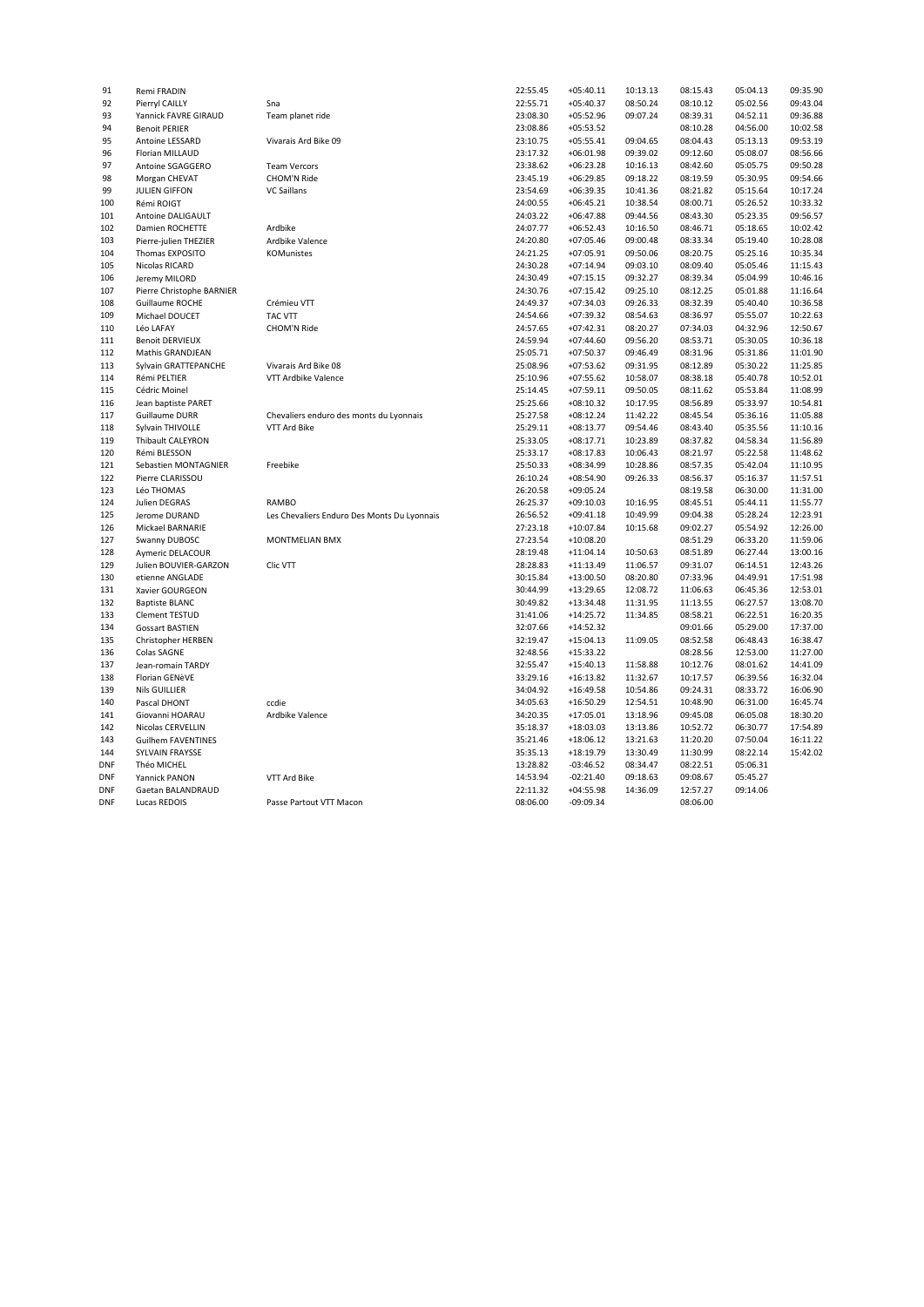| | | | | | | | | |
|---|---|---|---|---|---|---|---|---|
| 91 | Remi FRADIN | | 22:55.45 | +05:40.11 | 10:13.13 | 08:15.43 | 05:04.13 | 09:35.90 |
| 92 | Pierryl CAILLY | Sna | 22:55.71 | +05:40.37 | 08:50.24 | 08:10.12 | 05:02.56 | 09:43.04 |
| 93 | Yannick FAVRE GIRAUD | Team planet ride | 23:08.30 | +05:52.96 | 09:07.24 | 08:39.31 | 04:52.11 | 09:36.88 |
| 94 | Benoit PERIER | | 23:08.86 | +05:53.52 | | 08:10.28 | 04:56.00 | 10:02.58 |
| 95 | Antoine LESSARD | Vivarais Ard Bike 09 | 23:10.75 | +05:55.41 | 09:04.65 | 08:04.43 | 05:13.13 | 09:53.19 |
| 96 | Florian MILLAUD | | 23:17.32 | +06:01.98 | 09:39.02 | 09:12.60 | 05:08.07 | 08:56.66 |
| 97 | Antoine SGAGGERO | Team Vercors | 23:38.62 | +06:23.28 | 10:16.13 | 08:42.60 | 05:05.75 | 09:50.28 |
| 98 | Morgan CHEVAT | CHOM'N Ride | 23:45.19 | +06:29.85 | 09:18.22 | 08:19.59 | 05:30.95 | 09:54.66 |
| 99 | JULIEN GIFFON | VC Saillans | 23:54.69 | +06:39.35 | 10:41.36 | 08:21.82 | 05:15.64 | 10:17.24 |
| 100 | Rémi ROIGT | | 24:00.55 | +06:45.21 | 10:38.54 | 08:00.71 | 05:26.52 | 10:33.32 |
| 101 | Antoine DALIGAULT | | 24:03.22 | +06:47.88 | 09:44.56 | 08:43.30 | 05:23.35 | 09:56.57 |
| 102 | Damien ROCHETTE | Ardbike | 24:07.77 | +06:52.43 | 10:16.50 | 08:46.71 | 05:18.65 | 10:02.42 |
| 103 | Pierre-julien THEZIER | Ardbike Valence | 24:20.80 | +07:05.46 | 09:00.48 | 08:33.34 | 05:19.40 | 10:28.08 |
| 104 | Thomas EXPOSITO | KOMunistes | 24:21.25 | +07:05.91 | 09:50.06 | 08:20.75 | 05:25.16 | 10:35.34 |
| 105 | Nicolas RICARD | | 24:30.28 | +07:14.94 | 09:03.10 | 08:09.40 | 05:05.46 | 11:15.43 |
| 106 | Jeremy MILORD | | 24:30.49 | +07:15.15 | 09:32.27 | 08:39.34 | 05:04.99 | 10:46.16 |
| 107 | Pierre Christophe BARNIER | | 24:30.76 | +07:15.42 | 09:25.10 | 08:12.25 | 05:01.88 | 11:16.64 |
| 108 | Guillaume ROCHE | Crémieu VTT | 24:49.37 | +07:34.03 | 09:26.33 | 08:32.39 | 05:40.40 | 10:36.58 |
| 109 | Michael DOUCET | TAC VTT | 24:54.66 | +07:39.32 | 08:54.63 | 08:36.97 | 05:55.07 | 10:22.63 |
| 110 | Léo LAFAY | CHOM'N Ride | 24:57.65 | +07:42.31 | 08:20.27 | 07:34.03 | 04:32.96 | 12:50.67 |
| 111 | Benoit DERVIEUX | | 24:59.94 | +07:44.60 | 09:56.20 | 08:53.71 | 05:30.05 | 10:36.18 |
| 112 | Mathis GRANDJEAN | | 25:05.71 | +07:50.37 | 09:46.49 | 08:31.96 | 05:31.86 | 11:01.90 |
| 113 | Sylvain GRATTEPANCHE | Vivarais Ard Bike 08 | 25:08.96 | +07:53.62 | 09:31.95 | 08:12.89 | 05:30.22 | 11:25.85 |
| 114 | Rémi PELTIER | VTT Ardbike Valence | 25:10.96 | +07:55.62 | 10:58.07 | 08:38.18 | 05:40.78 | 10:52.01 |
| 115 | Cédric Moinel | | 25:14.45 | +07:59.11 | 09:50.05 | 08:11.62 | 05:53.84 | 11:08.99 |
| 116 | Jean baptiste PARET | | 25:25.66 | +08:10.32 | 10:17.95 | 08:56.89 | 05:33.97 | 10:54.81 |
| 117 | Guillaume DURR | Chevaliers enduro des monts du Lyonnais | 25:27.58 | +08:12.24 | 11:42.22 | 08:45.54 | 05:36.16 | 11:05.88 |
| 118 | Sylvain THIVOLLE | VTT Ard Bike | 25:29.11 | +08:13.77 | 09:54.46 | 08:43.40 | 05:35.56 | 11:10.16 |
| 119 | Thibault CALEYRON | | 25:33.05 | +08:17.71 | 10:23.89 | 08:37.82 | 04:58.34 | 11:56.89 |
| 120 | Rémi BLESSON | | 25:33.17 | +08:17.83 | 10:06.43 | 08:21.97 | 05:22.58 | 11:48.62 |
| 121 | Sebastien MONTAGNIER | Freebike | 25:50.33 | +08:34.99 | 10:28.86 | 08:57.35 | 05:42.04 | 11:10.95 |
| 122 | Pierre CLARISSOU | | 26:10.24 | +08:54.90 | 09:26.33 | 08:56.37 | 05:16.37 | 11:57.51 |
| 123 | Léo THOMAS | | 26:20.58 | +09:05.24 | | 08:19.58 | 06:30.00 | 11:31.00 |
| 124 | Julien DEGRAS | RAMBO | 26:25.37 | +09:10.03 | 10:16.95 | 08:45.51 | 05:44.11 | 11:55.77 |
| 125 | Jerome DURAND | Les Chevaliers Enduro Des Monts Du Lyonnais | 26:56.52 | +09:41.18 | 10:49.99 | 09:04.38 | 05:28.24 | 12:23.91 |
| 126 | Mickael BARNARIE | | 27:23.18 | +10:07.84 | 10:15.68 | 09:02.27 | 05:54.92 | 12:26.00 |
| 127 | Swanny DUBOSC | MONTMELIAN BMX | 27:23.54 | +10:08.20 | | 08:51.29 | 06:33.20 | 11:59.06 |
| 128 | Aymeric DELACOUR | | 28:19.48 | +11:04.14 | 10:50.63 | 08:51.89 | 06:27.44 | 13:00.16 |
| 129 | Julien BOUVIER-GARZON | Clic VTT | 28:28.83 | +11:13.49 | 11:06.57 | 09:31.07 | 06:14.51 | 12:43.26 |
| 130 | etienne ANGLADE | | 30:15.84 | +13:00.50 | 08:20.80 | 07:33.96 | 04:49.91 | 17:51.98 |
| 131 | Xavier GOURGEON | | 30:44.99 | +13:29.65 | 12:08.72 | 11:06.63 | 06:45.36 | 12:53.01 |
| 132 | Baptiste BLANC | | 30:49.82 | +13:34.48 | 11:31.95 | 11:13.55 | 06:27.57 | 13:08.70 |
| 133 | Clement TESTUD | | 31:41.06 | +14:25.72 | 11:34.85 | 08:58.21 | 06:22.51 | 16:20.35 |
| 134 | Gossart BASTIEN | | 32:07.66 | +14:52.32 | | 09:01.66 | 05:29.00 | 17:37.00 |
| 135 | Christopher HERBEN | | 32:19.47 | +15:04.13 | 11:09.05 | 08:52.58 | 06:48.43 | 16:38.47 |
| 136 | Colas SAGNE | | 32:48.56 | +15:33.22 | | 08:28.56 | 12:53.00 | 11:27.00 |
| 137 | Jean-romain TARDY | | 32:55.47 | +15:40.13 | 11:58.88 | 10:12.76 | 08:01.62 | 14:41.09 |
| 138 | Florian GENèVE | | 33:29.16 | +16:13.82 | 11:32.67 | 10:17.57 | 06:39.56 | 16:32.04 |
| 139 | Nils GUILLIER | | 34:04.92 | +16:49.58 | 10:54.86 | 09:24.31 | 08:33.72 | 16:06.90 |
| 140 | Pascal DHONT | ccdie | 34:05.63 | +16:50.29 | 12:54.51 | 10:48.90 | 06:31.00 | 16:45.74 |
| 141 | Giovanni HOARAU | Ardbike Valence | 34:20.35 | +17:05.01 | 13:18.96 | 09:45.08 | 06:05.08 | 18:30.20 |
| 142 | Nicolas CERVELLIN | | 35:18.37 | +18:03.03 | 13:13.86 | 10:52.72 | 06:30.77 | 17:54.89 |
| 143 | Guilhem FAVENTINES | | 35:21.46 | +18:06.12 | 13:21.63 | 11:20.20 | 07:50.04 | 16:11.22 |
| 144 | SYLVAIN FRAYSSE | | 35:35.13 | +18:19.79 | 13:30.49 | 11:30.99 | 08:22.14 | 15:42.02 |
| DNF | Théo MICHEL | | 13:28.82 | -03:46.52 | 08:34.47 | 08:22.51 | 05:06.31 | |
| DNF | Yannick PANON | VTT Ard Bike | 14:53.94 | -02:21.40 | 09:18.63 | 09:08.67 | 05:45.27 | |
| DNF | Gaetan BALANDRAUD | | 22:11.32 | +04:55.98 | 14:36.09 | 12:57.27 | 09:14.06 | |
| DNF | Lucas REDOIS | Passe Partout VTT Macon | 08:06.00 | -09:09.34 | | 08:06.00 | | |